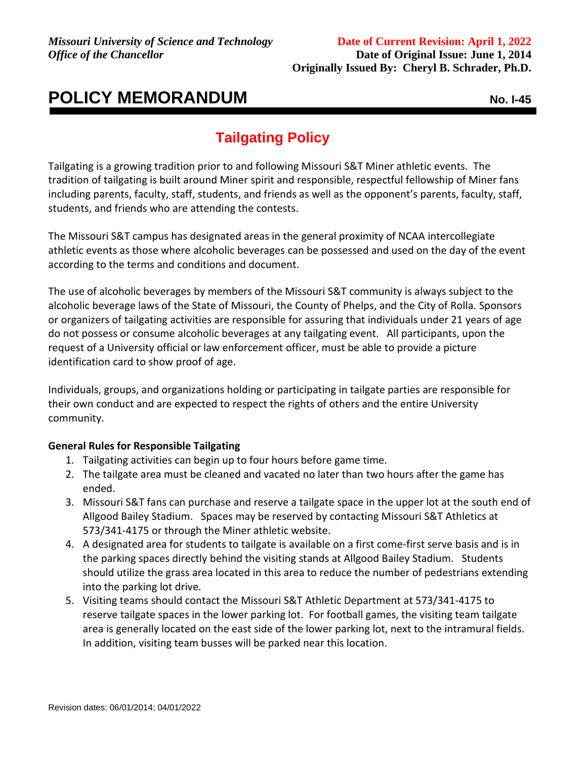*Missouri University of Science and Technology*
*Office of the Chancellor*

**Date of Current Revision: April 1, 2022**
**Date of Original Issue: June 1, 2014**
**Originally Issued By: Cheryl B. Schrader, Ph.D.**

# POLICY MEMORANDUM

**No. I-45**

## Tailgating Policy

Tailgating is a growing tradition prior to and following Missouri S&T Miner athletic events. The tradition of tailgating is built around Miner spirit and responsible, respectful fellowship of Miner fans including parents, faculty, staff, students, and friends as well as the opponent's parents, faculty, staff, students, and friends who are attending the contests.

The Missouri S&T campus has designated areas in the general proximity of NCAA intercollegiate athletic events as those where alcoholic beverages can be possessed and used on the day of the event according to the terms and conditions and document.

The use of alcoholic beverages by members of the Missouri S&T community is always subject to the alcoholic beverage laws of the State of Missouri, the County of Phelps, and the City of Rolla. Sponsors or organizers of tailgating activities are responsible for assuring that individuals under 21 years of age do not possess or consume alcoholic beverages at any tailgating event. All participants, upon the request of a University official or law enforcement officer, must be able to provide a picture identification card to show proof of age.

Individuals, groups, and organizations holding or participating in tailgate parties are responsible for their own conduct and are expected to respect the rights of others and the entire University community.

**General Rules for Responsible Tailgating**

1. Tailgating activities can begin up to four hours before game time.
2. The tailgate area must be cleaned and vacated no later than two hours after the game has ended.
3. Missouri S&T fans can purchase and reserve a tailgate space in the upper lot at the south end of Allgood Bailey Stadium. Spaces may be reserved by contacting Missouri S&T Athletics at 573/341-4175 or through the Miner athletic website.
4. A designated area for students to tailgate is available on a first come-first serve basis and is in the parking spaces directly behind the visiting stands at Allgood Bailey Stadium. Students should utilize the grass area located in this area to reduce the number of pedestrians extending into the parking lot drive.
5. Visiting teams should contact the Missouri S&T Athletic Department at 573/341-4175 to reserve tailgate spaces in the lower parking lot. For football games, the visiting team tailgate area is generally located on the east side of the lower parking lot, next to the intramural fields. In addition, visiting team busses will be parked near this location.

Revision dates: 06/01/2014; 04/01/2022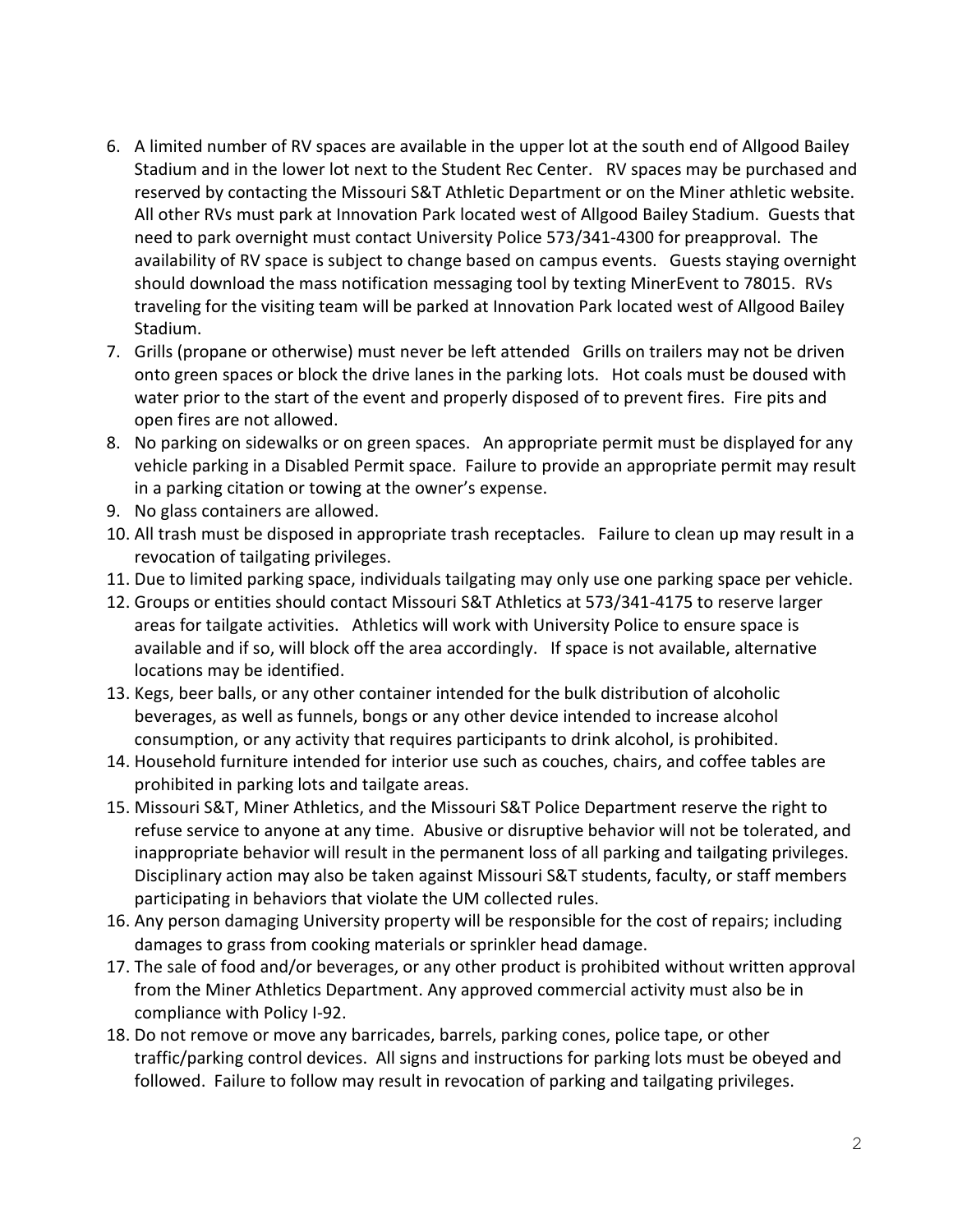6. A limited number of RV spaces are available in the upper lot at the south end of Allgood Bailey Stadium and in the lower lot next to the Student Rec Center. RV spaces may be purchased and reserved by contacting the Missouri S&T Athletic Department or on the Miner athletic website. All other RVs must park at Innovation Park located west of Allgood Bailey Stadium. Guests that need to park overnight must contact University Police 573/341-4300 for preapproval. The availability of RV space is subject to change based on campus events. Guests staying overnight should download the mass notification messaging tool by texting MinerEvent to 78015. RVs traveling for the visiting team will be parked at Innovation Park located west of Allgood Bailey Stadium.
7. Grills (propane or otherwise) must never be left attended Grills on trailers may not be driven onto green spaces or block the drive lanes in the parking lots. Hot coals must be doused with water prior to the start of the event and properly disposed of to prevent fires. Fire pits and open fires are not allowed.
8. No parking on sidewalks or on green spaces. An appropriate permit must be displayed for any vehicle parking in a Disabled Permit space. Failure to provide an appropriate permit may result in a parking citation or towing at the owner's expense.
9. No glass containers are allowed.
10. All trash must be disposed in appropriate trash receptacles. Failure to clean up may result in a revocation of tailgating privileges.
11. Due to limited parking space, individuals tailgating may only use one parking space per vehicle.
12. Groups or entities should contact Missouri S&T Athletics at 573/341-4175 to reserve larger areas for tailgate activities. Athletics will work with University Police to ensure space is available and if so, will block off the area accordingly. If space is not available, alternative locations may be identified.
13. Kegs, beer balls, or any other container intended for the bulk distribution of alcoholic beverages, as well as funnels, bongs or any other device intended to increase alcohol consumption, or any activity that requires participants to drink alcohol, is prohibited.
14. Household furniture intended for interior use such as couches, chairs, and coffee tables are prohibited in parking lots and tailgate areas.
15. Missouri S&T, Miner Athletics, and the Missouri S&T Police Department reserve the right to refuse service to anyone at any time. Abusive or disruptive behavior will not be tolerated, and inappropriate behavior will result in the permanent loss of all parking and tailgating privileges. Disciplinary action may also be taken against Missouri S&T students, faculty, or staff members participating in behaviors that violate the UM collected rules.
16. Any person damaging University property will be responsible for the cost of repairs; including damages to grass from cooking materials or sprinkler head damage.
17. The sale of food and/or beverages, or any other product is prohibited without written approval from the Miner Athletics Department. Any approved commercial activity must also be in compliance with Policy I-92.
18. Do not remove or move any barricades, barrels, parking cones, police tape, or other traffic/parking control devices. All signs and instructions for parking lots must be obeyed and followed. Failure to follow may result in revocation of parking and tailgating privileges.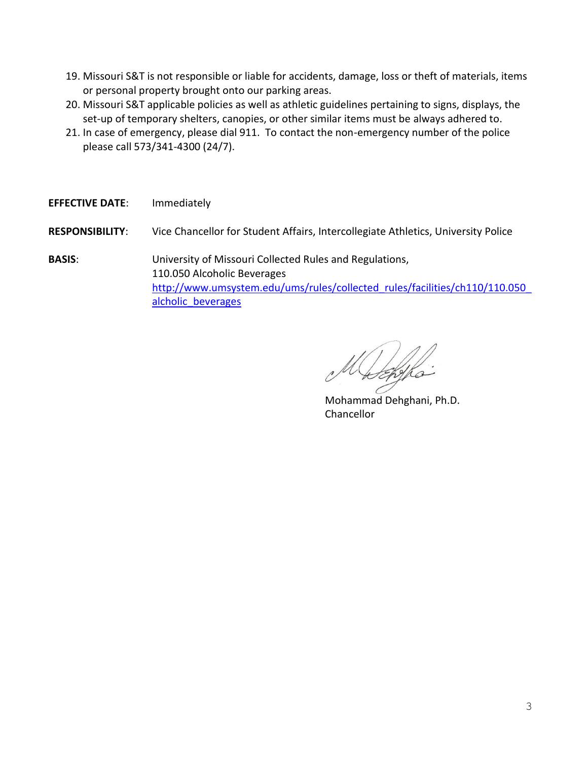19. Missouri S&T is not responsible or liable for accidents, damage, loss or theft of materials, items or personal property brought onto our parking areas.
20. Missouri S&T applicable policies as well as athletic guidelines pertaining to signs, displays, the set-up of temporary shelters, canopies, or other similar items must be always adhered to.
21. In case of emergency, please dial 911. To contact the non-emergency number of the police please call 573/341-4300 (24/7).

**EFFECTIVE DATE**: Immediately

**RESPONSIBILITY**: Vice Chancellor for Student Affairs, Intercollegiate Athletics, University Police

**BASIS**: University of Missouri Collected Rules and Regulations, 110.050 Alcoholic Beverages
[http://www.umsystem.edu/ums/rules/collected_rules/facilities/ch110/110.050_alcholic_beverages](http://www.umsystem.edu/ums/rules/collected_rules/facilities/ch110/110.050_alcholic_beverages)

Mohammad Dehghani, Ph.D.
Chancellor